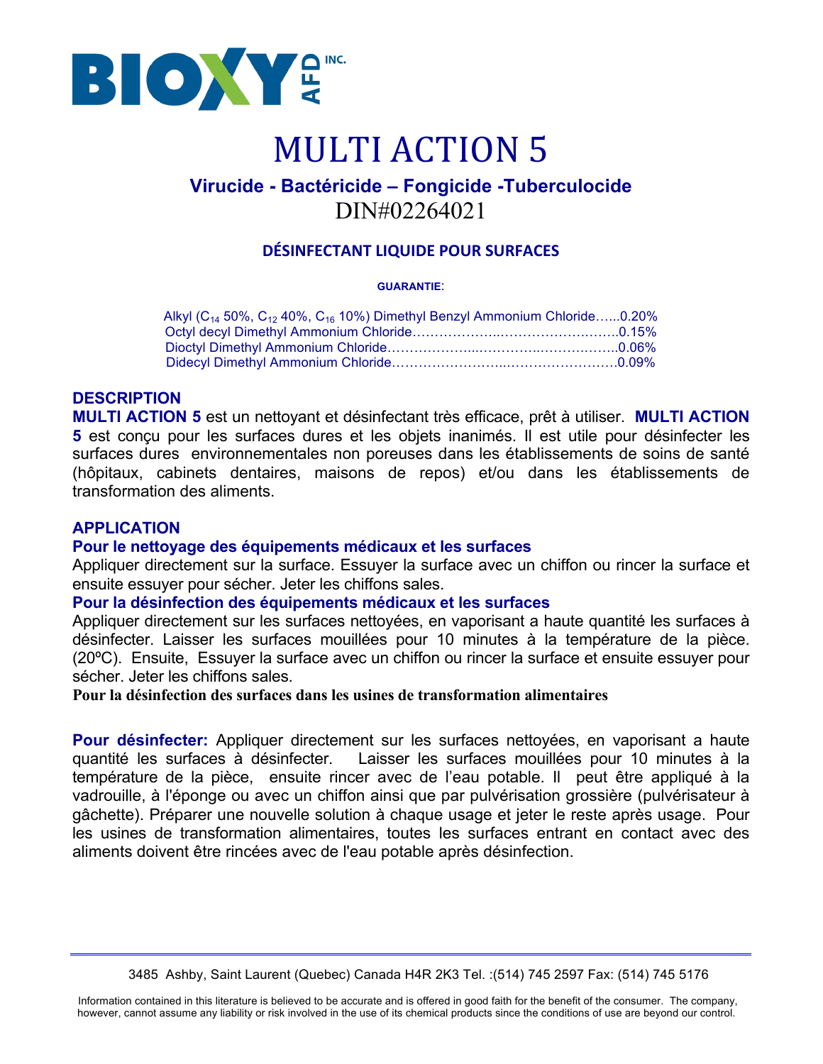BIOXY AFD INC.

# MULTI ACTION 5

## Virucide - Bactéricide – Fongicide -Tuberculocide

DIN#02264021

### DÉSINFECTANT LIQUIDE POUR SURFACES

**GUARANTIE**:

Alkyl ($C_{14}$ 50%, $C_{12}$ 40%, $C_{16}$ 10%) Dimethyl Benzyl Ammonium Chloride…...0.20%
Octyl decyl Dimethyl Ammonium Chloride……………….……………….……..0.15%
Dioctyl Dimethyl Ammonium Chloride………………..…………..……….……..0.06%
Didecyl Dimethyl Ammonium Chloride……………………..……………………0.09%

## DESCRIPTION

**MULTI ACTION 5** est un nettoyant et désinfectant très efficace, prêt à utiliser. **MULTI ACTION 5** est conçu pour les surfaces dures et les objets inanimés. Il est utile pour désinfecter les surfaces dures environnementales non poreuses dans les établissements de soins de santé (hôpitaux, cabinets dentaires, maisons de repos) et/ou dans les établissements de transformation des aliments.

## APPLICATION

### Pour le nettoyage des équipements médicaux et les surfaces

Appliquer directement sur la surface. Essuyer la surface avec un chiffon ou rincer la surface et ensuite essuyer pour sécher. Jeter les chiffons sales.

### Pour la désinfection des équipements médicaux et les surfaces

Appliquer directement sur les surfaces nettoyées, en vaporisant a haute quantité les surfaces à désinfecter. Laisser les surfaces mouillées pour 10 minutes à la température de la pièce. (20ºC). Ensuite, Essuyer la surface avec un chiffon ou rincer la surface et ensuite essuyer pour sécher. Jeter les chiffons sales.

**Pour la désinfection des surfaces dans les usines de transformation alimentaires**

**Pour désinfecter:** Appliquer directement sur les surfaces nettoyées, en vaporisant a haute quantité les surfaces à désinfecter. Laisser les surfaces mouillées pour 10 minutes à la température de la pièce, ensuite rincer avec de l'eau potable. Il peut être appliqué à la vadrouille, à l'éponge ou avec un chiffon ainsi que par pulvérisation grossière (pulvérisateur à gâchette). Préparer une nouvelle solution à chaque usage et jeter le reste après usage. Pour les usines de transformation alimentaires, toutes les surfaces entrant en contact avec des aliments doivent être rincées avec de l'eau potable après désinfection.

3485 Ashby, Saint Laurent (Quebec) Canada H4R 2K3 Tel. :(514) 745 2597 Fax: (514) 745 5176

Information contained in this literature is believed to be accurate and is offered in good faith for the benefit of the consumer. The company, however, cannot assume any liability or risk involved in the use of its chemical products since the conditions of use are beyond our control.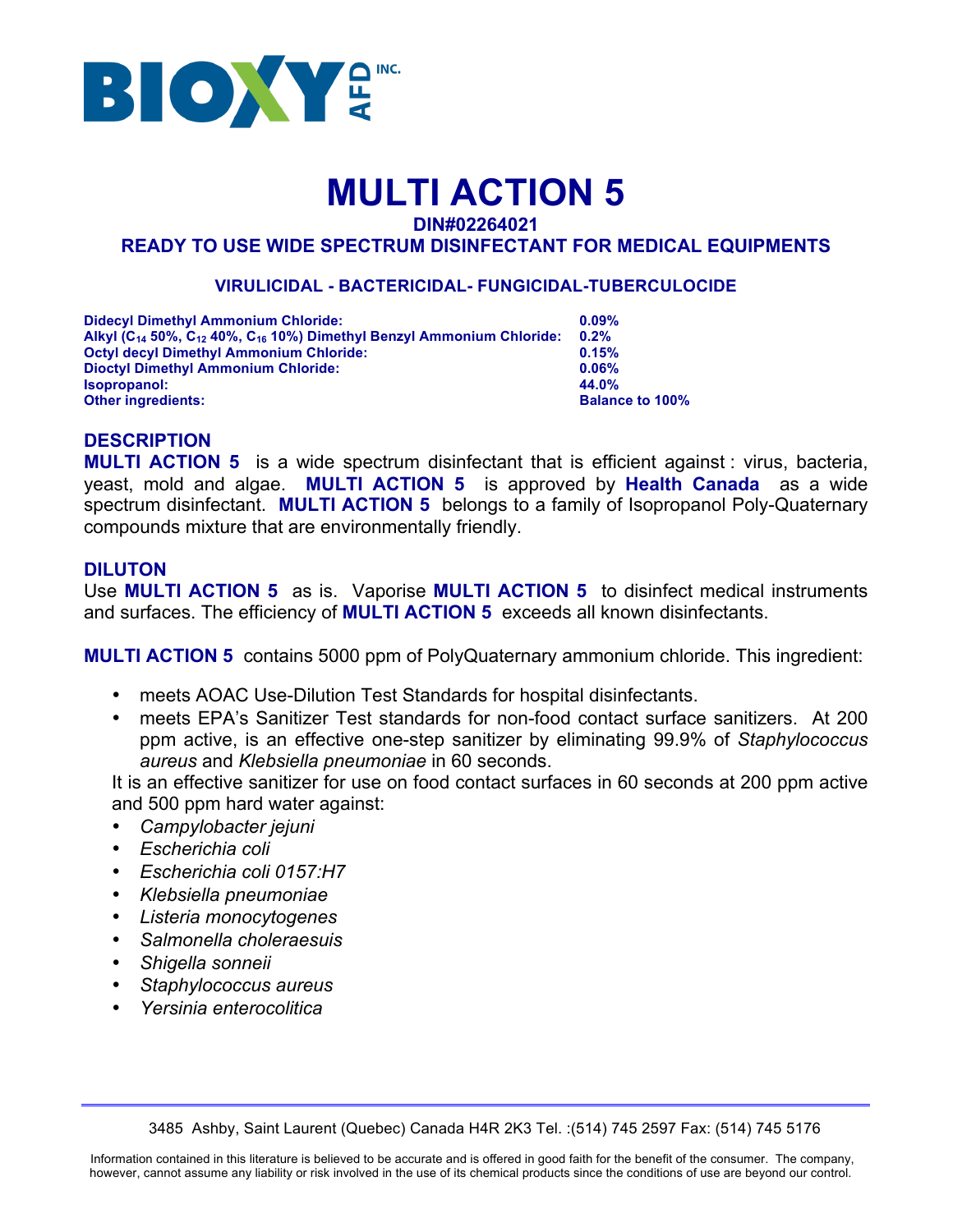BIOXY AFD INC.

# MULTI ACTION 5

**DIN#02264021**

**READY TO USE WIDE SPECTRUM DISINFECTANT FOR MEDICAL EQUIPMENTS**

**VIRULICIDAL - BACTERICIDAL- FUNGICIDAL-TUBERCULOCIDE**

| | |
|---|---|
| **Didecyl Dimethyl Ammonium Chloride:** | **0.09%** |
| **Alkyl ($C_{14}$ 50%, $C_{12}$ 40%, $C_{16}$ 10%) Dimethyl Benzyl Ammonium Chloride:** | **0.2%** |
| **Octyl decyl Dimethyl Ammonium Chloride:** | **0.15%** |
| **Dioctyl Dimethyl Ammonium Chloride:** | **0.06%** |
| **Isopropanol:** | **44.0%** |
| **Other ingredients:** | **Balance to 100%** |

## DESCRIPTION

**MULTI ACTION 5** is a wide spectrum disinfectant that is efficient against : virus, bacteria, yeast, mold and algae. **MULTI ACTION 5** is approved by **Health Canada** as a wide spectrum disinfectant. **MULTI ACTION 5** belongs to a family of Isopropanol Poly-Quaternary compounds mixture that are environmentally friendly.

## DILUTON

Use **MULTI ACTION 5** as is. Vaporise **MULTI ACTION 5** to disinfect medical instruments and surfaces. The efficiency of **MULTI ACTION 5** exceeds all known disinfectants.

**MULTI ACTION 5** contains 5000 ppm of PolyQuaternary ammonium chloride. This ingredient:

- meets AOAC Use-Dilution Test Standards for hospital disinfectants.
- meets EPA's Sanitizer Test standards for non-food contact surface sanitizers. At 200 ppm active, is an effective one-step sanitizer by eliminating 99.9% of *Staphylococcus aureus* and *Klebsiella pneumoniae* in 60 seconds.

It is an effective sanitizer for use on food contact surfaces in 60 seconds at 200 ppm active and 500 ppm hard water against:

- *Campylobacter jejuni*
- *Escherichia coli*
- *Escherichia coli 0157:H7*
- *Klebsiella pneumoniae*
- *Listeria monocytogenes*
- *Salmonella choleraesuis*
- *Shigella sonneii*
- *Staphylococcus aureus*
- *Yersinia enterocolitica*

3485 Ashby, Saint Laurent (Quebec) Canada H4R 2K3 Tel. :(514) 745 2597 Fax: (514) 745 5176

Information contained in this literature is believed to be accurate and is offered in good faith for the benefit of the consumer. The company, however, cannot assume any liability or risk involved in the use of its chemical products since the conditions of use are beyond our control.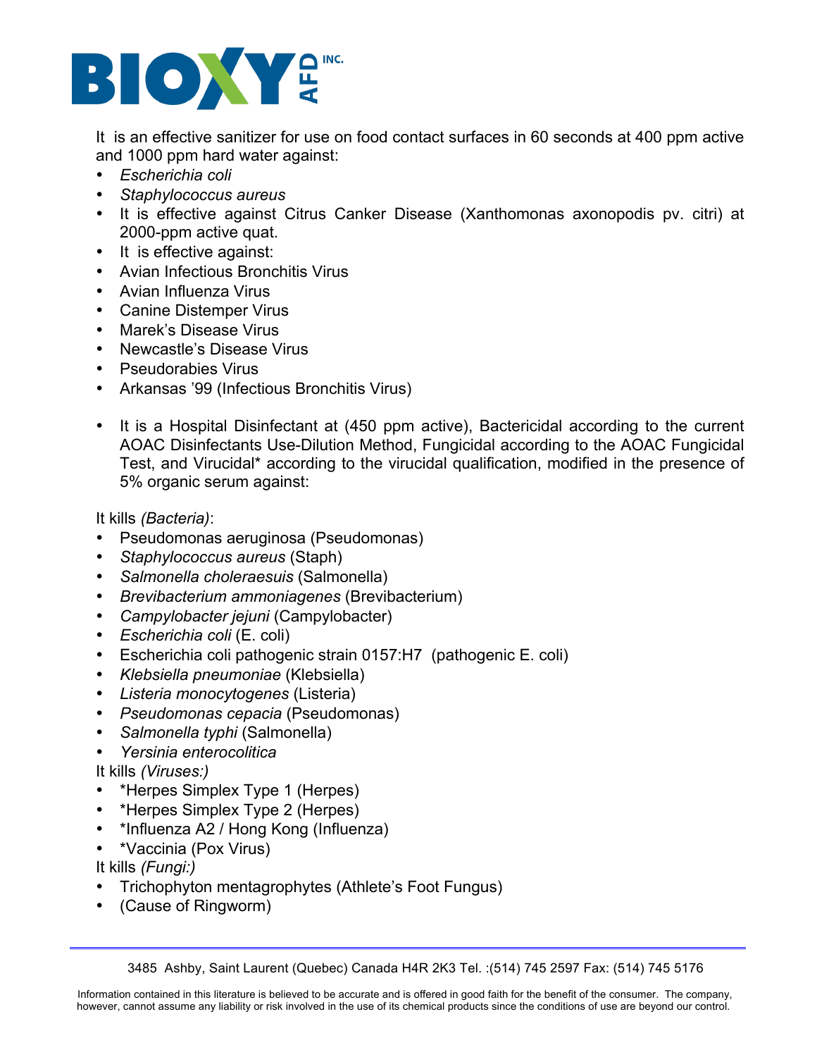# BIOXY AFD INC.

It is an effective sanitizer for use on food contact surfaces in 60 seconds at 400 ppm active and 1000 ppm hard water against:

- *Escherichia coli*
- *Staphylococcus aureus*
- It is effective against Citrus Canker Disease (Xanthomonas axonopodis pv. citri) at 2000-ppm active quat.
- It is effective against:
- Avian Infectious Bronchitis Virus
- Avian Influenza Virus
- Canine Distemper Virus
- Marek's Disease Virus
- Newcastle's Disease Virus
- Pseudorabies Virus
- Arkansas '99 (Infectious Bronchitis Virus)

- It is a Hospital Disinfectant at (450 ppm active), Bactericidal according to the current AOAC Disinfectants Use-Dilution Method, Fungicidal according to the AOAC Fungicidal Test, and Virucidal* according to the virucidal qualification, modified in the presence of 5% organic serum against:

It kills *(Bacteria)*:

- Pseudomonas aeruginosa (Pseudomonas)
- *Staphylococcus aureus* (Staph)
- *Salmonella choleraesuis* (Salmonella)
- *Brevibacterium ammoniagenes* (Brevibacterium)
- *Campylobacter jejuni* (Campylobacter)
- *Escherichia coli* (E. coli)
- Escherichia coli pathogenic strain 0157:H7 (pathogenic E. coli)
- *Klebsiella pneumoniae* (Klebsiella)
- *Listeria monocytogenes* (Listeria)
- *Pseudomonas cepacia* (Pseudomonas)
- *Salmonella typhi* (Salmonella)
- *Yersinia enterocolitica*

It kills *(Viruses:)*

- *Herpes Simplex Type 1 (Herpes)
- *Herpes Simplex Type 2 (Herpes)
- *Influenza A2 / Hong Kong (Influenza)
- *Vaccinia (Pox Virus)

It kills *(Fungi:)*

- Trichophyton mentagrophytes (Athlete's Foot Fungus)
- (Cause of Ringworm)

---

3485 Ashby, Saint Laurent (Quebec) Canada H4R 2K3 Tel. :(514) 745 2597 Fax: (514) 745 5176

Information contained in this literature is believed to be accurate and is offered in good faith for the benefit of the consumer. The company, however, cannot assume any liability or risk involved in the use of its chemical products since the conditions of use are beyond our control.